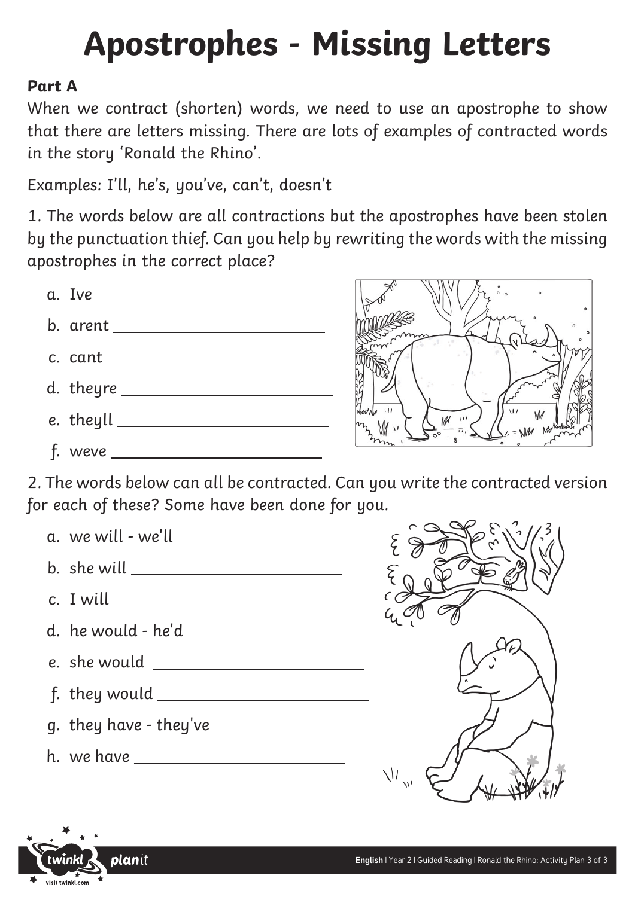# Apostrophes - Missing Letters

**Part A**

When we contract (shorten) words, we need to use an apostrophe to show that there are letters missing. There are lots of examples of contracted words in the story 'Ronald the Rhino'.

Examples: I'll, he's, you've, can't, doesn't

1. The words below are all contractions but the apostrophes have been stolen by the punctuation thief. Can you help by rewriting the words with the missing apostrophes in the correct place?

a. Ive ____________________

b. arent ____________________

c. cant ____________________

d. theyre ____________________

e. theyll ____________________

f. weve ____________________

2. The words below can all be contracted. Can you write the contracted version for each of these? Some have been done for you.

a. we will - we'll

b. she will ____________________

c. I will ____________________

d. he would - he'd

e. she would ____________________

f. they would ____________________

g. they have - they've

h. we have ____________________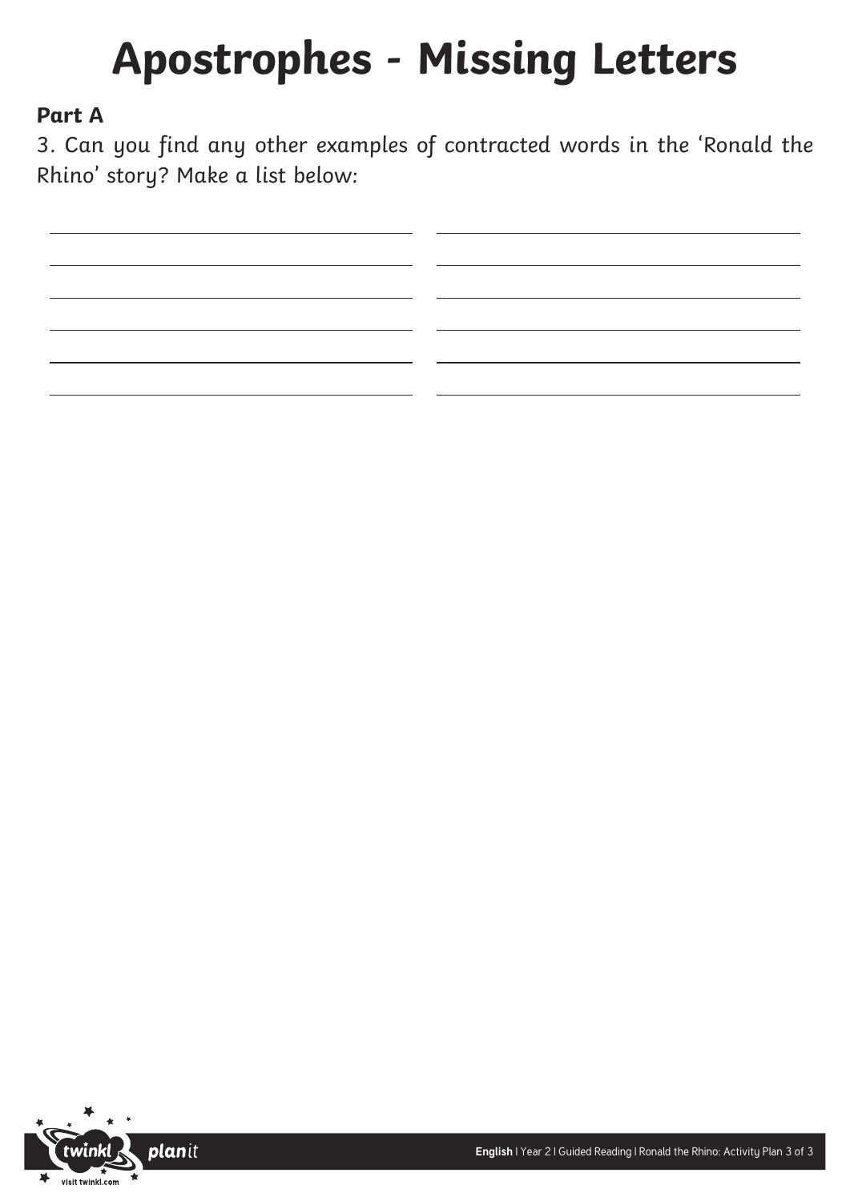# Apostrophes - Missing Letters

**Part A**

3. Can you find any other examples of contracted words in the 'Ronald the Rhino' story? Make a list below:

| | |
|---|---|
| | |
| | |
| | |
| | |
| | |
| | |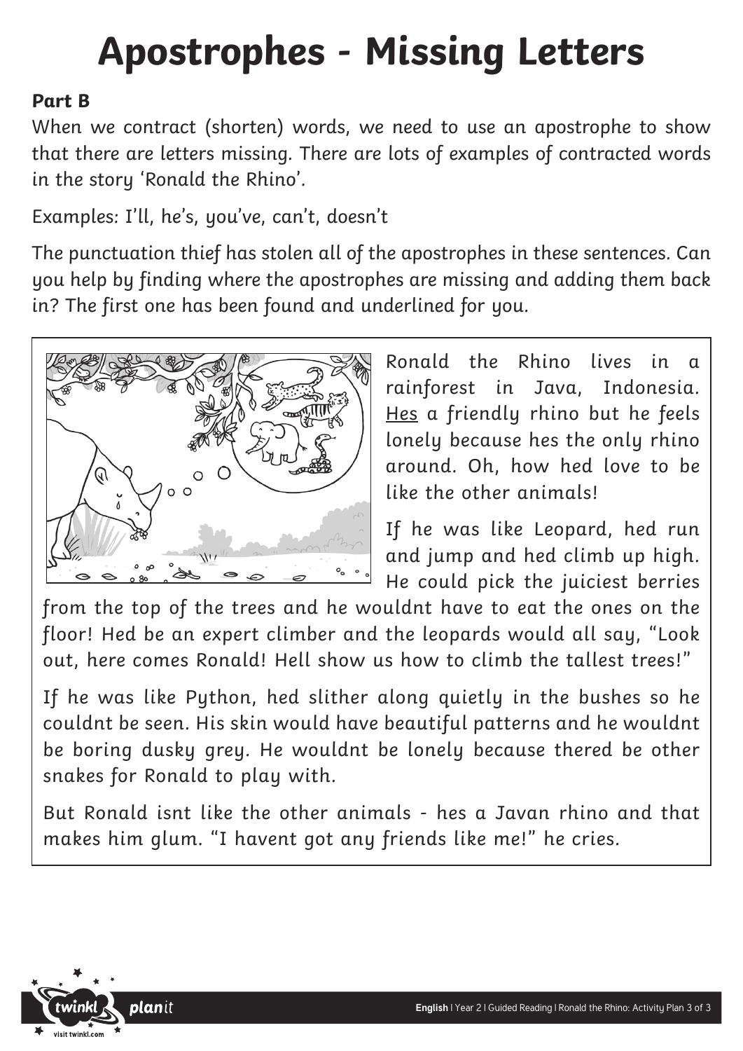# Apostrophes - Missing Letters

**Part B**

When we contract (shorten) words, we need to use an apostrophe to show that there are letters missing. There are lots of examples of contracted words in the story 'Ronald the Rhino'.

Examples: I'll, he's, you've, can't, doesn't

The punctuation thief has stolen all of the apostrophes in these sentences. Can you help by finding where the apostrophes are missing and adding them back in? The first one has been found and underlined for you.

Ronald the Rhino lives in a rainforest in Java, Indonesia. <u>Hes</u> a friendly rhino but he feels lonely because hes the only rhino around. Oh, how hed love to be like the other animals!

If he was like Leopard, hed run and jump and hed climb up high. He could pick the juiciest berries from the top of the trees and he wouldnt have to eat the ones on the floor! Hed be an expert climber and the leopards would all say, "Look out, here comes Ronald! Hell show us how to climb the tallest trees!"

If he was like Python, hed slither along quietly in the bushes so he couldnt be seen. His skin would have beautiful patterns and he wouldnt be boring dusky grey. He wouldnt be lonely because thered be other snakes for Ronald to play with.

But Ronald isnt like the other animals - hes a Javan rhino and that makes him glum. "I havent got any friends like me!" he cries.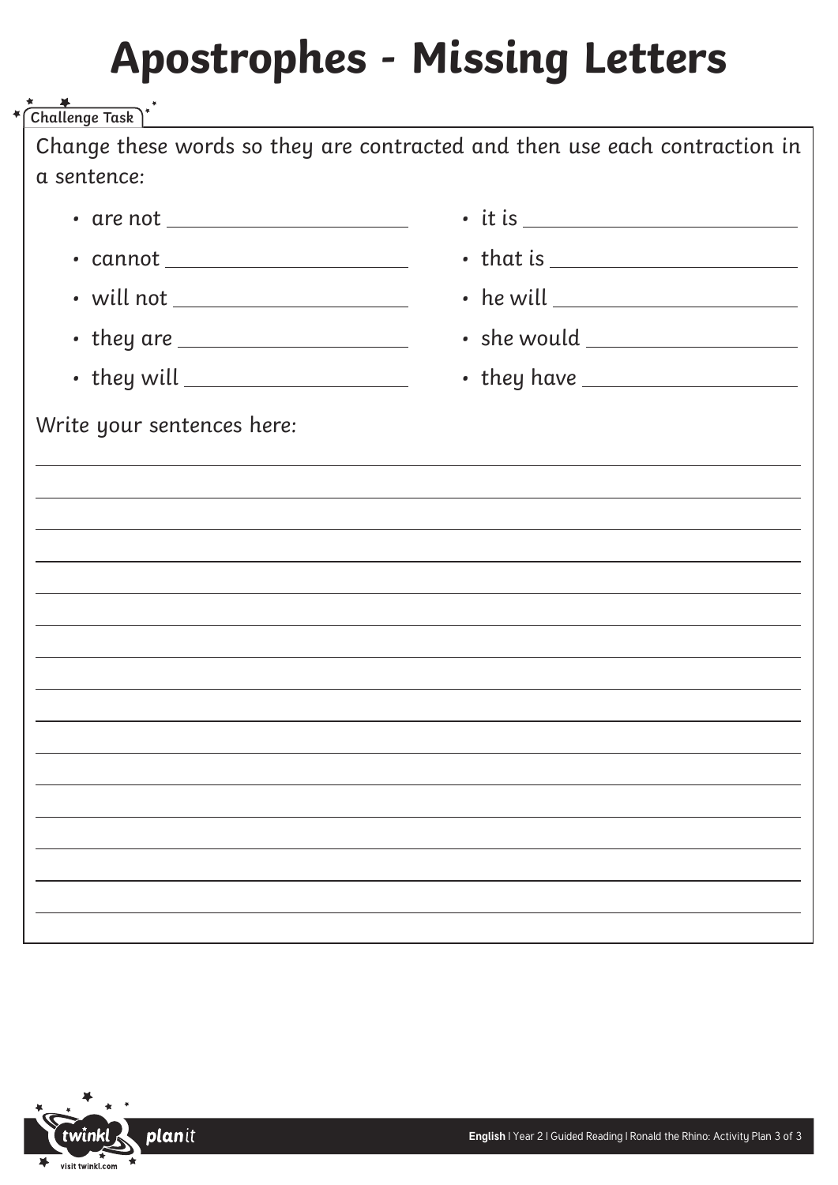# Apostrophes - Missing Letters

**Challenge Task**

Change these words so they are contracted and then use each contraction in a sentence:

- are not ____________________
- cannot ____________________
- will not ____________________
- they are ____________________
- they will ____________________
- it is ____________________
- that is ____________________
- he will ____________________
- she would ____________________
- they have ____________________

Write your sentences here:

________________________________________________________________________________

________________________________________________________________________________

________________________________________________________________________________

________________________________________________________________________________

________________________________________________________________________________

________________________________________________________________________________

________________________________________________________________________________

________________________________________________________________________________

________________________________________________________________________________

________________________________________________________________________________

________________________________________________________________________________

________________________________________________________________________________

________________________________________________________________________________

________________________________________________________________________________

________________________________________________________________________________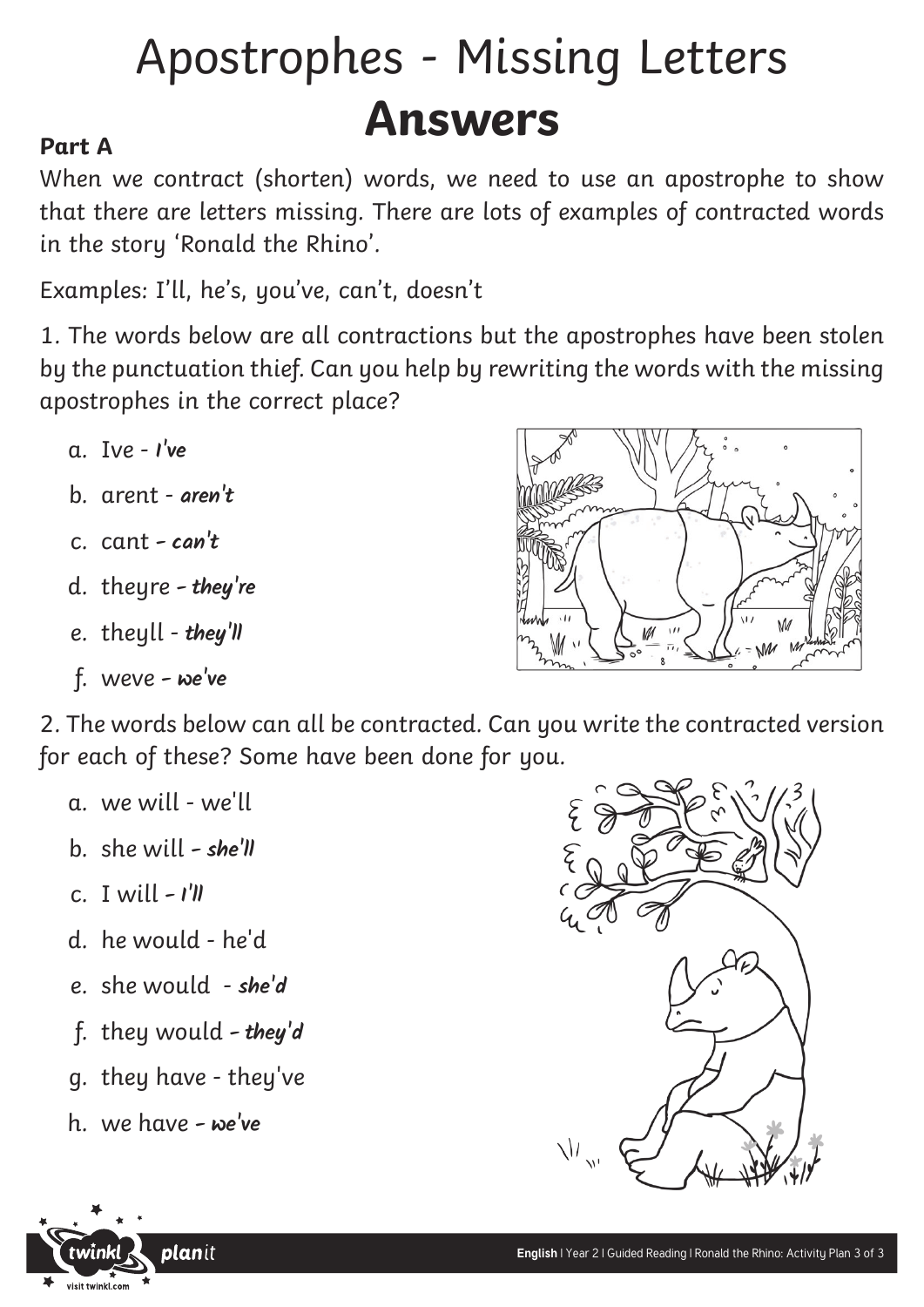# Apostrophes - Missing Letters

# **Answers**

**Part A**

When we contract (shorten) words, we need to use an apostrophe to show that there are letters missing. There are lots of examples of contracted words in the story 'Ronald the Rhino'.

Examples: I'll, he's, you've, can't, doesn't

1. The words below are all contractions but the apostrophes have been stolen by the punctuation thief. Can you help by rewriting the words with the missing apostrophes in the correct place?

   a. Ive - ***I've***
   b. arent - ***aren't***
   c. cant – ***can't***
   d. theyre – ***they're***
   e. theyll - ***they'll***
   f. weve – ***we've***

2. The words below can all be contracted. Can you write the contracted version for each of these? Some have been done for you.

   a. we will - we'll
   b. she will – ***she'll***
   c. I will – ***I'll***
   d. he would - he'd
   e. she would - ***she'd***
   f. they would – ***they'd***
   g. they have - they've
   h. we have – ***we've***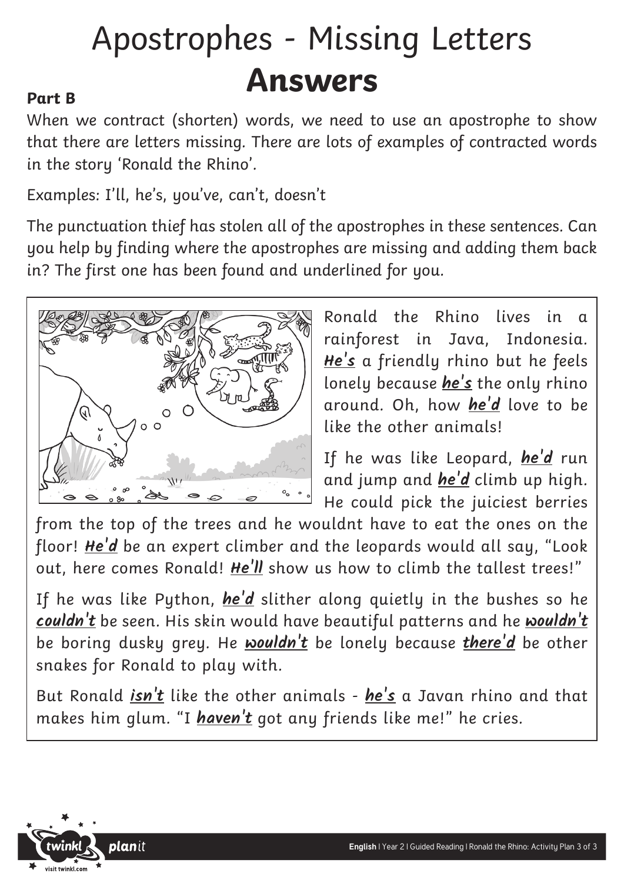# Apostrophes - Missing Letters

# **Answers**

**Part B**

When we contract (shorten) words, we need to use an apostrophe to show that there are letters missing. There are lots of examples of contracted words in the story 'Ronald the Rhino'.

Examples: I'll, he's, you've, can't, doesn't

The punctuation thief has stolen all of the apostrophes in these sentences. Can you help by finding where the apostrophes are missing and adding them back in? The first one has been found and underlined for you.

Ronald the Rhino lives in a rainforest in Java, Indonesia. ***He's*** a friendly rhino but he feels lonely because ***he's*** the only rhino around. Oh, how ***he'd*** love to be like the other animals!

If he was like Leopard, ***he'd*** run and jump and ***he'd*** climb up high. He could pick the juiciest berries from the top of the trees and he wouldnt have to eat the ones on the floor! ***He'd*** be an expert climber and the leopards would all say, "Look out, here comes Ronald! ***He'll*** show us how to climb the tallest trees!"

If he was like Python, ***he'd*** slither along quietly in the bushes so he ***couldn't*** be seen. His skin would have beautiful patterns and he ***wouldn't*** be boring dusky grey. He ***wouldn't*** be lonely because ***there'd*** be other snakes for Ronald to play with.

But Ronald ***isn't*** like the other animals - ***he's*** a Javan rhino and that makes him glum. "I ***haven't*** got any friends like me!" he cries.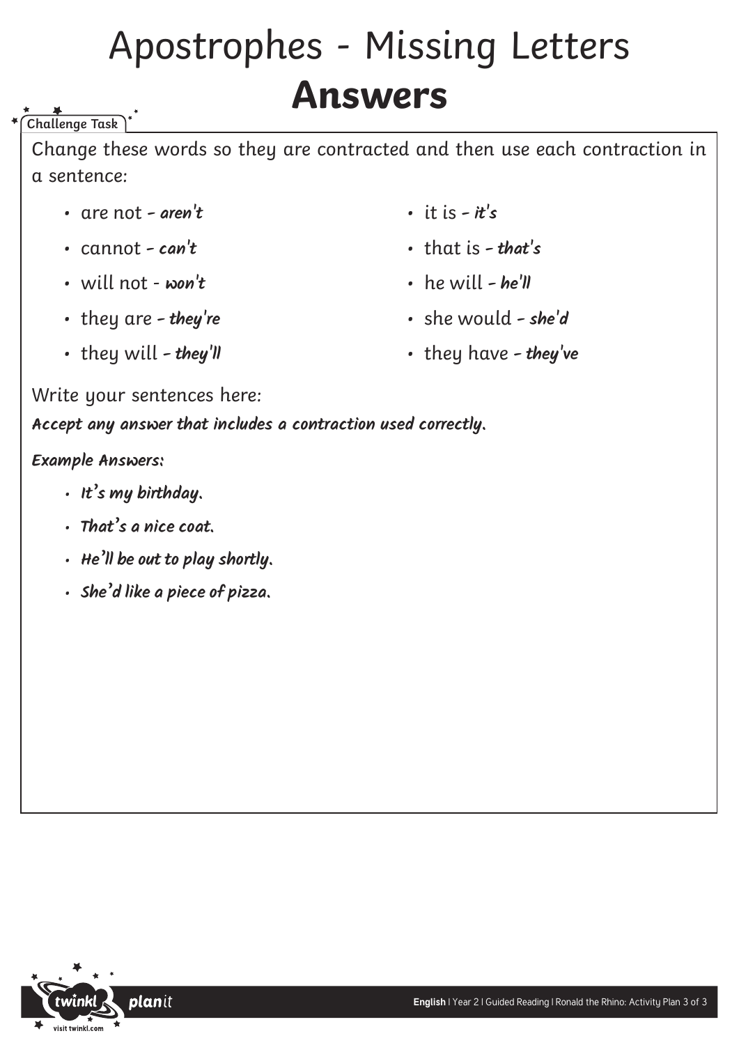# Apostrophes - Missing Letters

## Answers

Challenge Task

Change these words so they are contracted and then use each contraction in a sentence:

- are not - ***aren't***
- cannot - ***can't***
- will not - ***won't***
- they are - ***they're***
- they will - ***they'll***
- it is - ***it's***
- that is - ***that's***
- he will - ***he'll***
- she would - ***she'd***
- they have - ***they've***

Write your sentences here:

***Accept any answer that includes a contraction used correctly.***

***Example Answers:***

- ***It's my birthday.***
- ***That's a nice coat.***
- ***He'll be out to play shortly.***
- ***She'd like a piece of pizza.***